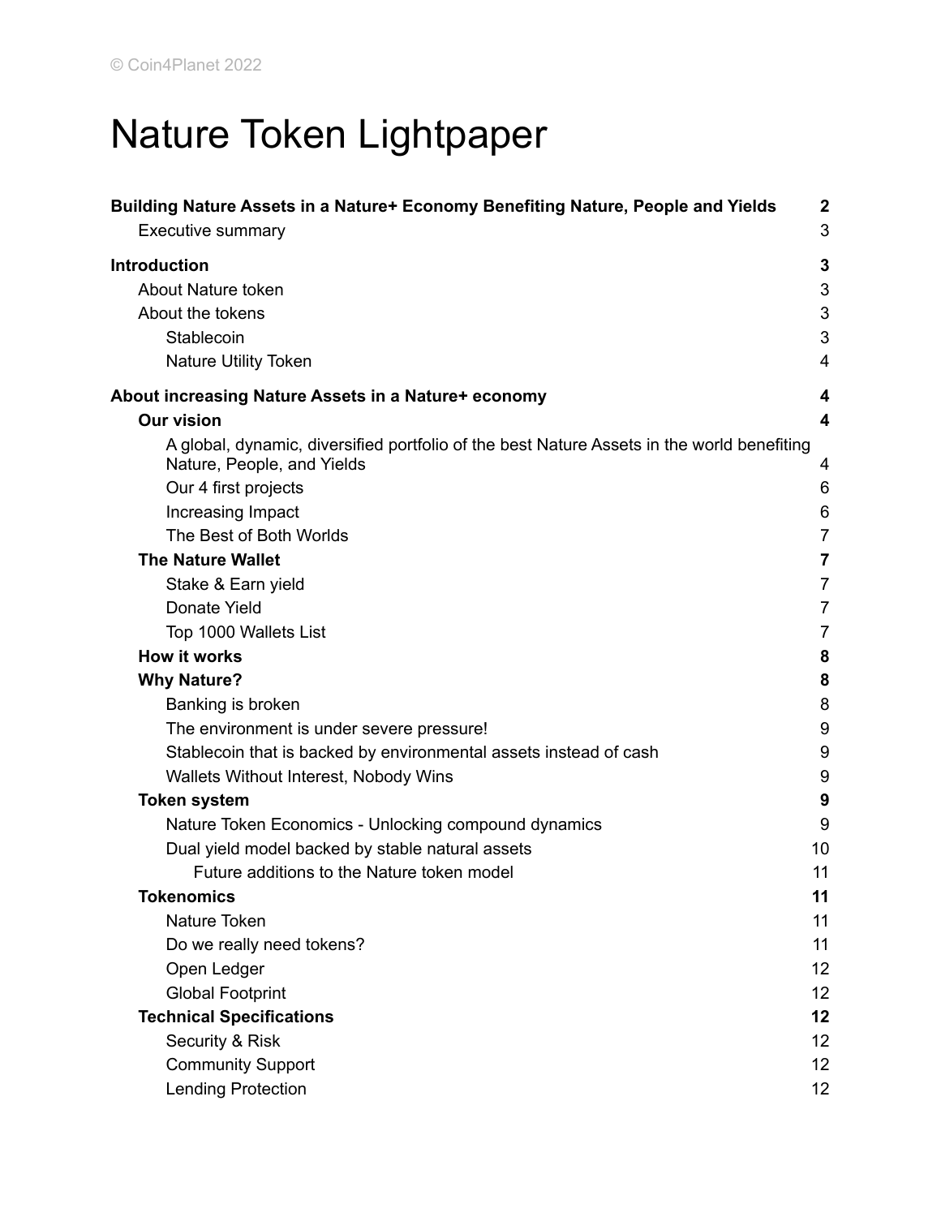© Coin4Planet 2022

# Nature Token Lightpaper

| | |
|---|---|
| **Building Nature Assets in a Nature+ Economy Benefiting Nature, People and Yields** | **2** |
| Executive summary | 3 |
| **Introduction** | **3** |
| About Nature token | 3 |
| About the tokens | 3 |
| Stablecoin | 3 |
| Nature Utility Token | 4 |
| **About increasing Nature Assets in a Nature+ economy** | **4** |
| **Our vision** | **4** |
| A global, dynamic, diversified portfolio of the best Nature Assets in the world benefiting Nature, People, and Yields | 4 |
| Our 4 first projects | 6 |
| Increasing Impact | 6 |
| The Best of Both Worlds | 7 |
| **The Nature Wallet** | **7** |
| Stake & Earn yield | 7 |
| Donate Yield | 7 |
| Top 1000 Wallets List | 7 |
| **How it works** | **8** |
| **Why Nature?** | **8** |
| Banking is broken | 8 |
| The environment is under severe pressure! | 9 |
| Stablecoin that is backed by environmental assets instead of cash | 9 |
| Wallets Without Interest, Nobody Wins | 9 |
| **Token system** | **9** |
| Nature Token Economics - Unlocking compound dynamics | 9 |
| Dual yield model backed by stable natural assets | 10 |
| Future additions to the Nature token model | 11 |
| **Tokenomics** | **11** |
| Nature Token | 11 |
| Do we really need tokens? | 11 |
| Open Ledger | 12 |
| Global Footprint | 12 |
| **Technical Specifications** | **12** |
| Security & Risk | 12 |
| Community Support | 12 |
| Lending Protection | 12 |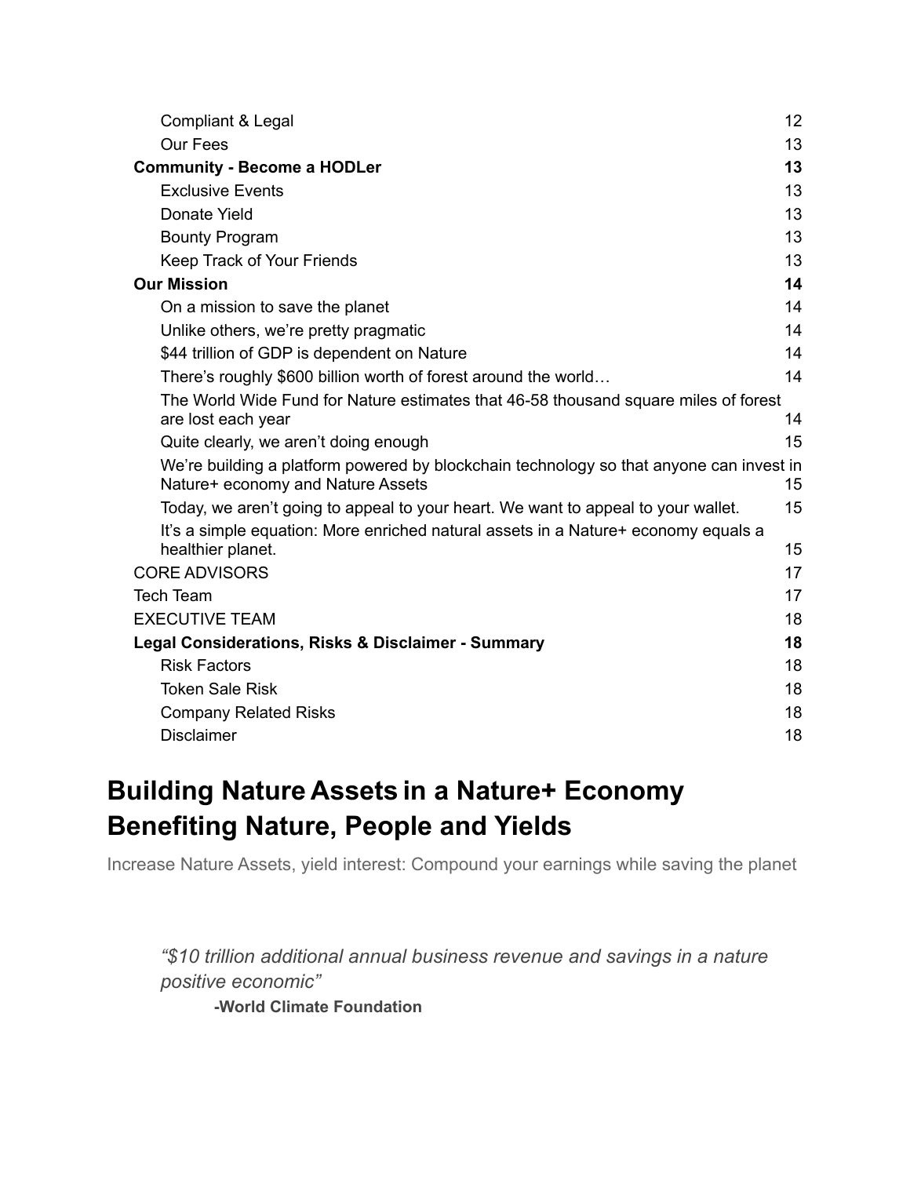Compliant & Legal 12
Our Fees 13
**Community - Become a HODLer 13**
Exclusive Events 13
Donate Yield 13
Bounty Program 13
Keep Track of Your Friends 13
**Our Mission 14**
On a mission to save the planet 14
Unlike others, we're pretty pragmatic 14
$44 trillion of GDP is dependent on Nature 14
There's roughly $600 billion worth of forest around the world… 14
The World Wide Fund for Nature estimates that 46-58 thousand square miles of forest are lost each year 14
Quite clearly, we aren't doing enough 15
We're building a platform powered by blockchain technology so that anyone can invest in Nature+ economy and Nature Assets 15
Today, we aren't going to appeal to your heart. We want to appeal to your wallet. 15
It's a simple equation: More enriched natural assets in a Nature+ economy equals a healthier planet. 15
CORE ADVISORS 17
Tech Team 17
EXECUTIVE TEAM 18
**Legal Considerations, Risks & Disclaimer - Summary 18**
Risk Factors 18
Token Sale Risk 18
Company Related Risks 18
Disclaimer 18

# Building Nature Assets in a Nature+ Economy Benefiting Nature, People and Yields

Increase Nature Assets, yield interest: Compound your earnings while saving the planet

> *"$10 trillion additional annual business revenue and savings in a nature positive economic"*
>
> **-World Climate Foundation**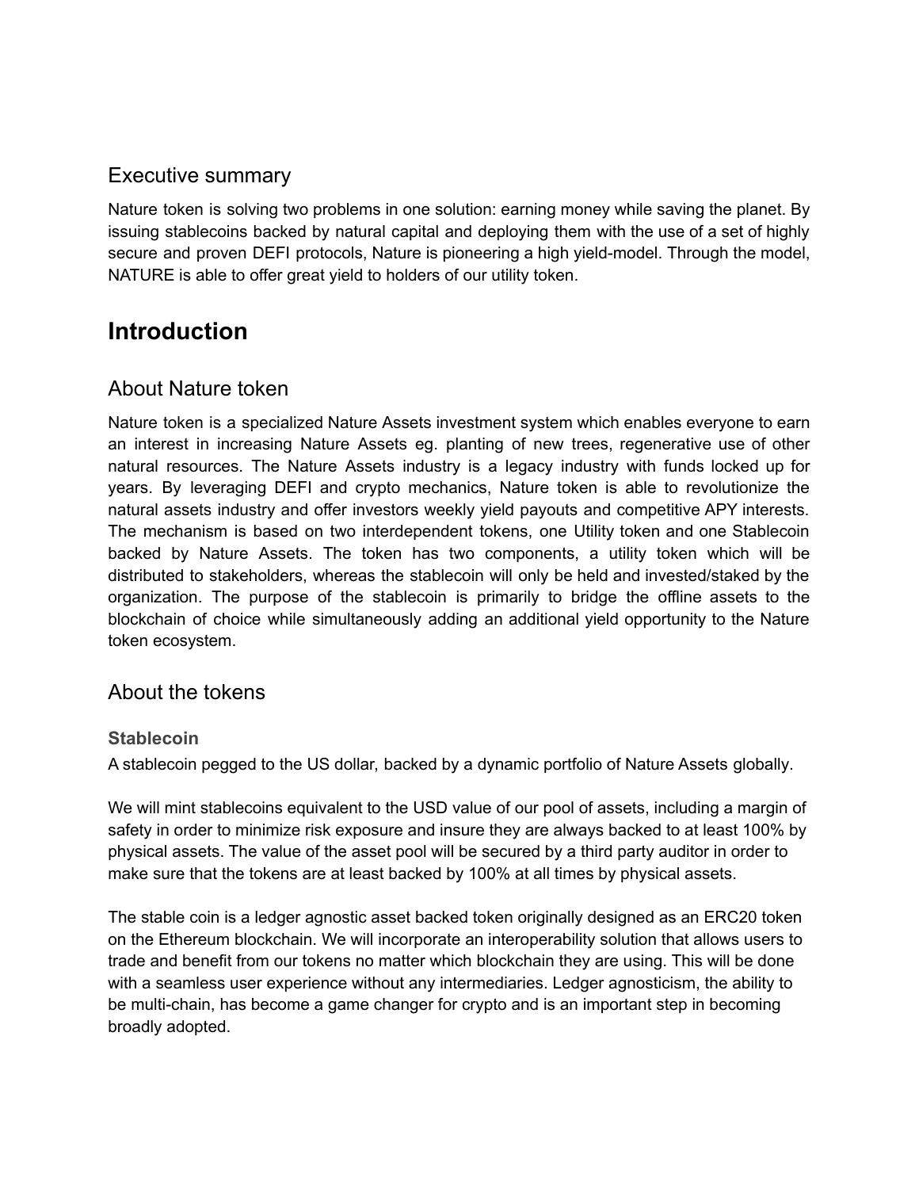## Executive summary

Nature token is solving two problems in one solution: earning money while saving the planet. By issuing stablecoins backed by natural capital and deploying them with the use of a set of highly secure and proven DEFI protocols, Nature is pioneering a high yield-model. Through the model, NATURE is able to offer great yield to holders of our utility token.

# Introduction

## About Nature token

Nature token is a specialized Nature Assets investment system which enables everyone to earn an interest in increasing Nature Assets eg. planting of new trees, regenerative use of other natural resources. The Nature Assets industry is a legacy industry with funds locked up for years. By leveraging DEFI and crypto mechanics, Nature token is able to revolutionize the natural assets industry and offer investors weekly yield payouts and competitive APY interests. The mechanism is based on two interdependent tokens, one Utility token and one Stablecoin backed by Nature Assets. The token has two components, a utility token which will be distributed to stakeholders, whereas the stablecoin will only be held and invested/staked by the organization. The purpose of the stablecoin is primarily to bridge the offline assets to the blockchain of choice while simultaneously adding an additional yield opportunity to the Nature token ecosystem.

## About the tokens

### Stablecoin

A stablecoin pegged to the US dollar, backed by a dynamic portfolio of Nature Assets globally.

We will mint stablecoins equivalent to the USD value of our pool of assets, including a margin of safety in order to minimize risk exposure and insure they are always backed to at least 100% by physical assets. The value of the asset pool will be secured by a third party auditor in order to make sure that the tokens are at least backed by 100% at all times by physical assets.

The stable coin is a ledger agnostic asset backed token originally designed as an ERC20 token on the Ethereum blockchain. We will incorporate an interoperability solution that allows users to trade and benefit from our tokens no matter which blockchain they are using. This will be done with a seamless user experience without any intermediaries. Ledger agnosticism, the ability to be multi-chain, has become a game changer for crypto and is an important step in becoming broadly adopted.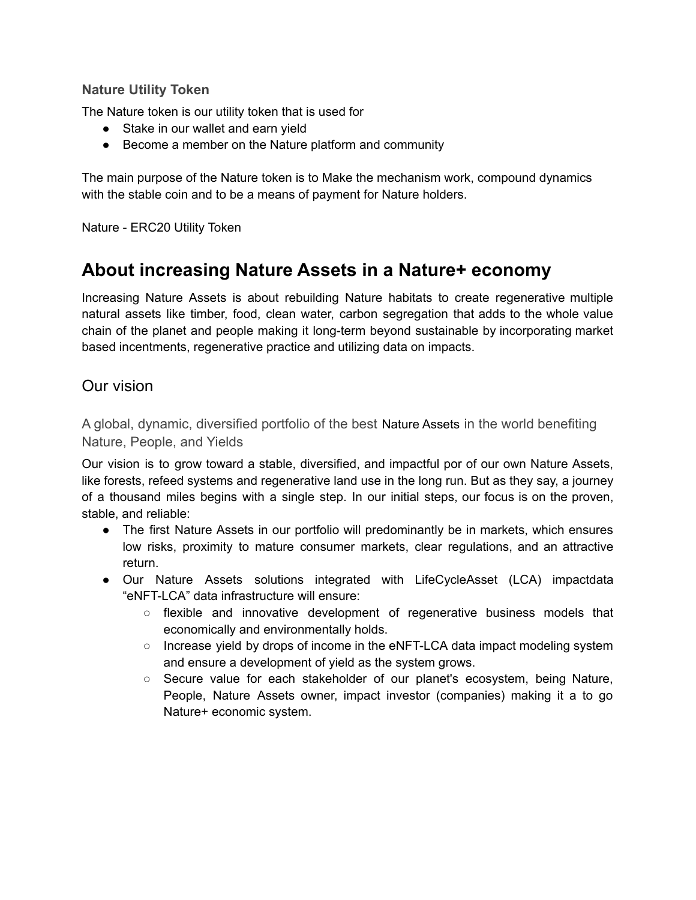### Nature Utility Token

The Nature token is our utility token that is used for

- Stake in our wallet and earn yield
- Become a member on the Nature platform and community

The main purpose of the Nature token is to Make the mechanism work, compound dynamics with the stable coin and to be a means of payment for Nature holders.

Nature - ERC20 Utility Token

# About increasing Nature Assets in a Nature+ economy

Increasing Nature Assets is about rebuilding Nature habitats to create regenerative multiple natural assets like timber, food, clean water, carbon segregation that adds to the whole value chain of the planet and people making it long-term beyond sustainable by incorporating market based incentments, regenerative practice and utilizing data on impacts.

## Our vision

### A global, dynamic, diversified portfolio of the best Nature Assets in the world benefiting Nature, People, and Yields

Our vision is to grow toward a stable, diversified, and impactful por of our own Nature Assets, like forests, refeed systems and regenerative land use in the long run. But as they say, a journey of a thousand miles begins with a single step. In our initial steps, our focus is on the proven, stable, and reliable:

- The first Nature Assets in our portfolio will predominantly be in markets, which ensures low risks, proximity to mature consumer markets, clear regulations, and an attractive return.
- Our Nature Assets solutions integrated with LifeCycleAsset (LCA) impactdata "eNFT-LCA" data infrastructure will ensure:
  - flexible and innovative development of regenerative business models that economically and environmentally holds.
  - Increase yield by drops of income in the eNFT-LCA data impact modeling system and ensure a development of yield as the system grows.
  - Secure value for each stakeholder of our planet's ecosystem, being Nature, People, Nature Assets owner, impact investor (companies) making it a to go Nature+ economic system.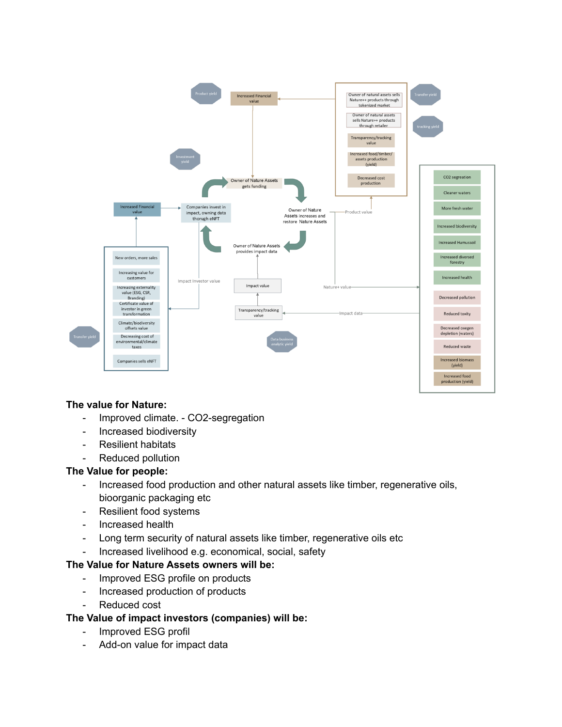**The value for Nature:**

- Improved climate. - $CO_2$-segregation
- Increased biodiversity
- Resilient habitats
- Reduced pollution

**The Value for people:**

- Increased food production and other natural assets like timber, regenerative oils, bioorganic packaging etc
- Resilient food systems
- Increased health
- Long term security of natural assets like timber, regenerative oils etc
- Increased livelihood e.g. economical, social, safety

**The Value for Nature Assets owners will be:**

- Improved ESG profile on products
- Increased production of products
- Reduced cost

**The Value of impact investors (companies) will be:**

- Improved ESG profil
- Add-on value for impact data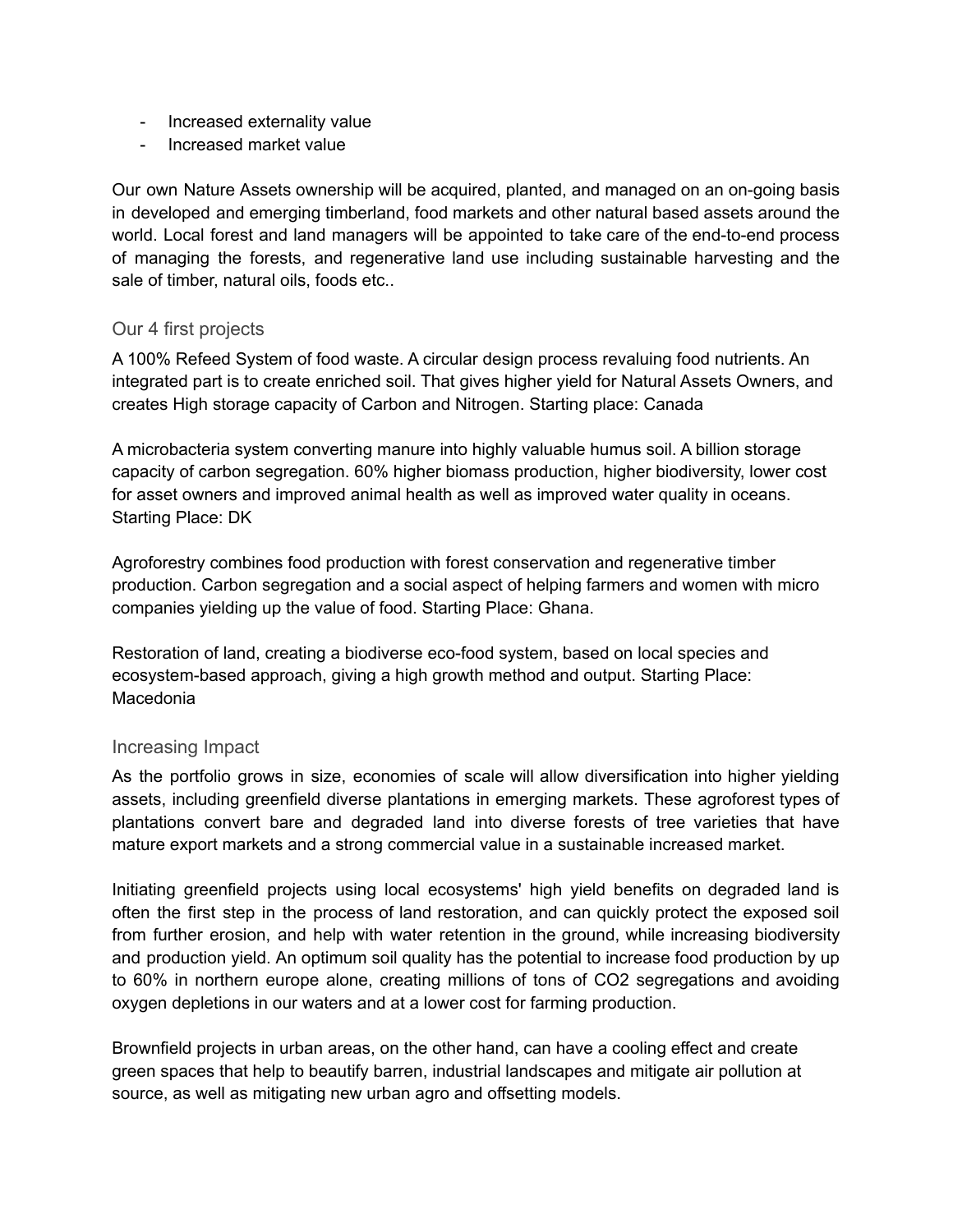- Increased externality value
- Increased market value

Our own Nature Assets ownership will be acquired, planted, and managed on an on-going basis in developed and emerging timberland, food markets and other natural based assets around the world. Local forest and land managers will be appointed to take care of the end-to-end process of managing the forests, and regenerative land use including sustainable harvesting and the sale of timber, natural oils, foods etc..

### Our 4 first projects

A 100% Refeed System of food waste. A circular design process revaluing food nutrients. An integrated part is to create enriched soil. That gives higher yield for Natural Assets Owners, and creates High storage capacity of Carbon and Nitrogen. Starting place: Canada

A microbacteria system converting manure into highly valuable humus soil. A billion storage capacity of carbon segregation. 60% higher biomass production, higher biodiversity, lower cost for asset owners and improved animal health as well as improved water quality in oceans. Starting Place: DK

Agroforestry combines food production with forest conservation and regenerative timber production. Carbon segregation and a social aspect of helping farmers and women with micro companies yielding up the value of food. Starting Place: Ghana.

Restoration of land, creating a biodiverse eco-food system, based on local species and ecosystem-based approach, giving a high growth method and output. Starting Place: Macedonia

### Increasing Impact

As the portfolio grows in size, economies of scale will allow diversification into higher yielding assets, including greenfield diverse plantations in emerging markets. These agroforest types of plantations convert bare and degraded land into diverse forests of tree varieties that have mature export markets and a strong commercial value in a sustainable increased market.

Initiating greenfield projects using local ecosystems' high yield benefits on degraded land is often the first step in the process of land restoration, and can quickly protect the exposed soil from further erosion, and help with water retention in the ground, while increasing biodiversity and production yield. An optimum soil quality has the potential to increase food production by up to 60% in northern europe alone, creating millions of tons of $CO_2$ segregations and avoiding oxygen depletions in our waters and at a lower cost for farming production.

Brownfield projects in urban areas, on the other hand, can have a cooling effect and create green spaces that help to beautify barren, industrial landscapes and mitigate air pollution at source, as well as mitigating new urban agro and offsetting models.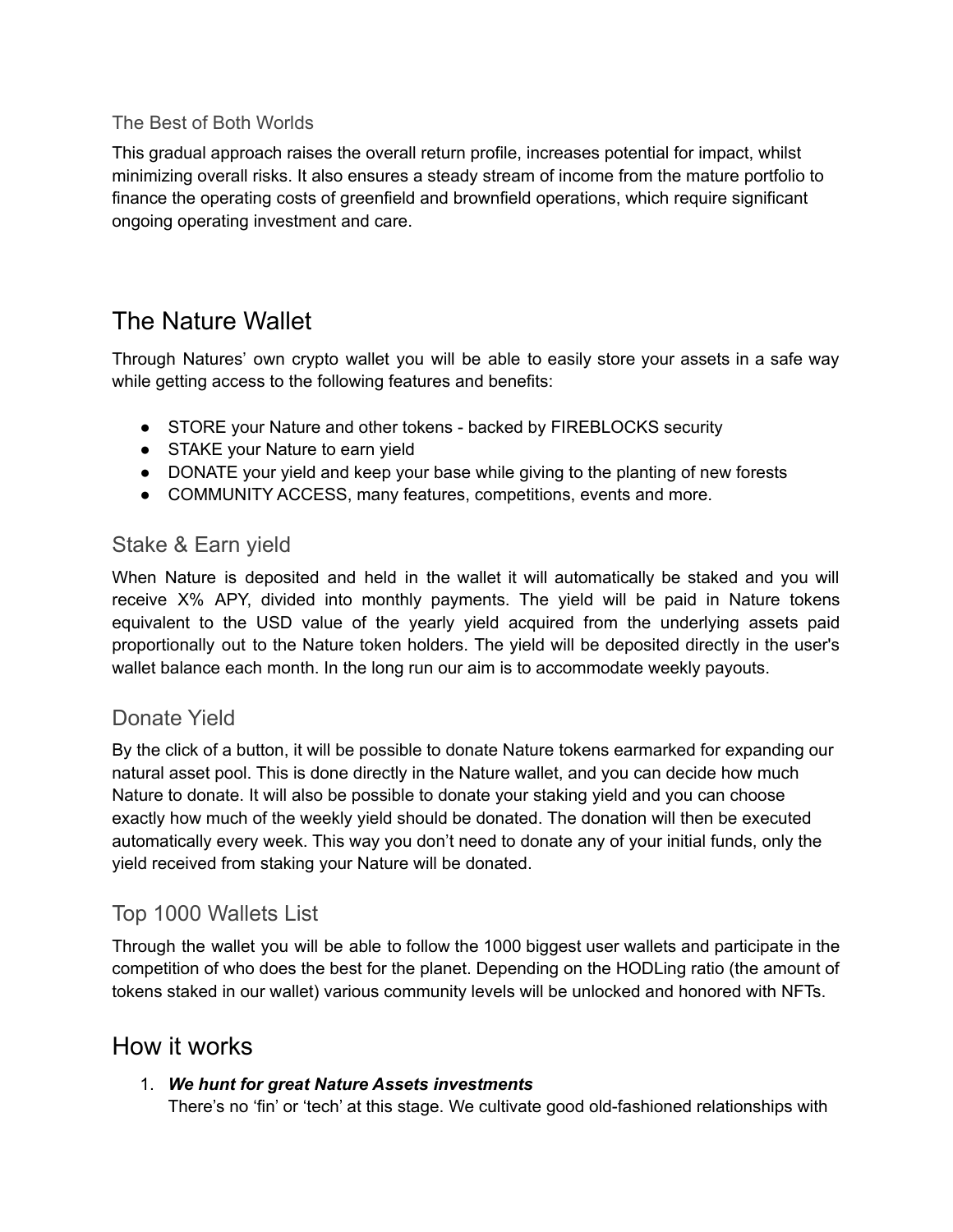### The Best of Both Worlds

This gradual approach raises the overall return profile, increases potential for impact, whilst minimizing overall risks. It also ensures a steady stream of income from the mature portfolio to finance the operating costs of greenfield and brownfield operations, which require significant ongoing operating investment and care.

# The Nature Wallet

Through Natures' own crypto wallet you will be able to easily store your assets in a safe way while getting access to the following features and benefits:

- STORE your Nature and other tokens - backed by FIREBLOCKS security
- STAKE your Nature to earn yield
- DONATE your yield and keep your base while giving to the planting of new forests
- COMMUNITY ACCESS, many features, competitions, events and more.

## Stake & Earn yield

When Nature is deposited and held in the wallet it will automatically be staked and you will receive X% APY, divided into monthly payments. The yield will be paid in Nature tokens equivalent to the USD value of the yearly yield acquired from the underlying assets paid proportionally out to the Nature token holders. The yield will be deposited directly in the user's wallet balance each month. In the long run our aim is to accommodate weekly payouts.

## Donate Yield

By the click of a button, it will be possible to donate Nature tokens earmarked for expanding our natural asset pool. This is done directly in the Nature wallet, and you can decide how much Nature to donate. It will also be possible to donate your staking yield and you can choose exactly how much of the weekly yield should be donated. The donation will then be executed automatically every week. This way you don't need to donate any of your initial funds, only the yield received from staking your Nature will be donated.

## Top 1000 Wallets List

Through the wallet you will be able to follow the 1000 biggest user wallets and participate in the competition of who does the best for the planet. Depending on the HODLing ratio (the amount of tokens staked in our wallet) various community levels will be unlocked and honored with NFTs.

# How it works

1. ***We hunt for great Nature Assets investments***
   There's no 'fin' or 'tech' at this stage. We cultivate good old-fashioned relationships with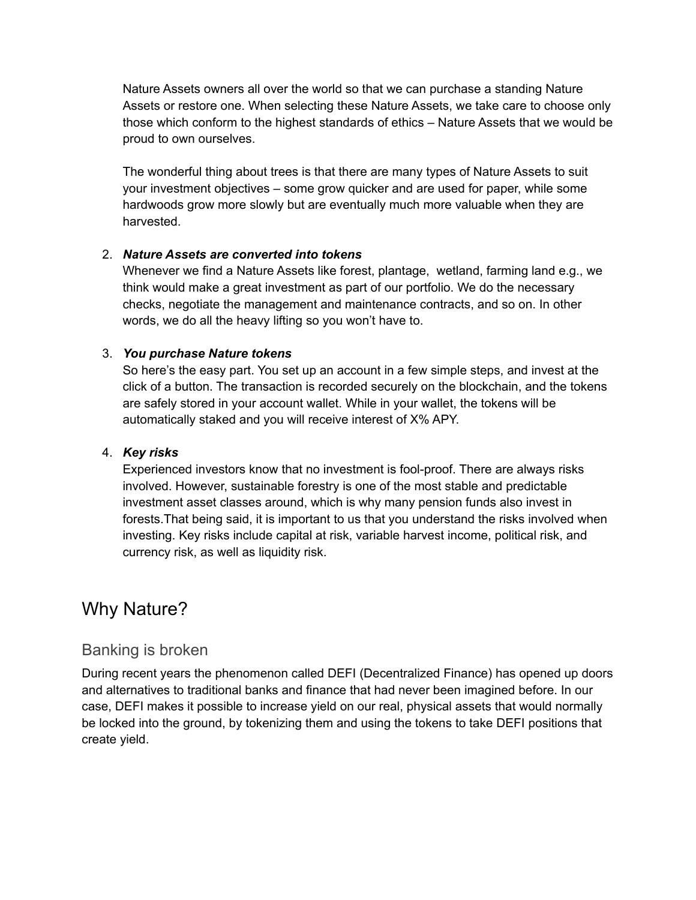Nature Assets owners all over the world so that we can purchase a standing Nature Assets or restore one. When selecting these Nature Assets, we take care to choose only those which conform to the highest standards of ethics – Nature Assets that we would be proud to own ourselves.

The wonderful thing about trees is that there are many types of Nature Assets to suit your investment objectives – some grow quicker and are used for paper, while some hardwoods grow more slowly but are eventually much more valuable when they are harvested.

2. ***Nature Assets are converted into tokens***
   Whenever we find a Nature Assets like forest, plantage, wetland, farming land e.g., we think would make a great investment as part of our portfolio. We do the necessary checks, negotiate the management and maintenance contracts, and so on. In other words, we do all the heavy lifting so you won't have to.

3. ***You purchase Nature tokens***
   So here's the easy part. You set up an account in a few simple steps, and invest at the click of a button. The transaction is recorded securely on the blockchain, and the tokens are safely stored in your account wallet. While in your wallet, the tokens will be automatically staked and you will receive interest of X% APY.

4. ***Key risks***
   Experienced investors know that no investment is fool-proof. There are always risks involved. However, sustainable forestry is one of the most stable and predictable investment asset classes around, which is why many pension funds also invest in forests.That being said, it is important to us that you understand the risks involved when investing. Key risks include capital at risk, variable harvest income, political risk, and currency risk, as well as liquidity risk.

# Why Nature?

## Banking is broken

During recent years the phenomenon called DEFI (Decentralized Finance) has opened up doors and alternatives to traditional banks and finance that had never been imagined before. In our case, DEFI makes it possible to increase yield on our real, physical assets that would normally be locked into the ground, by tokenizing them and using the tokens to take DEFI positions that create yield.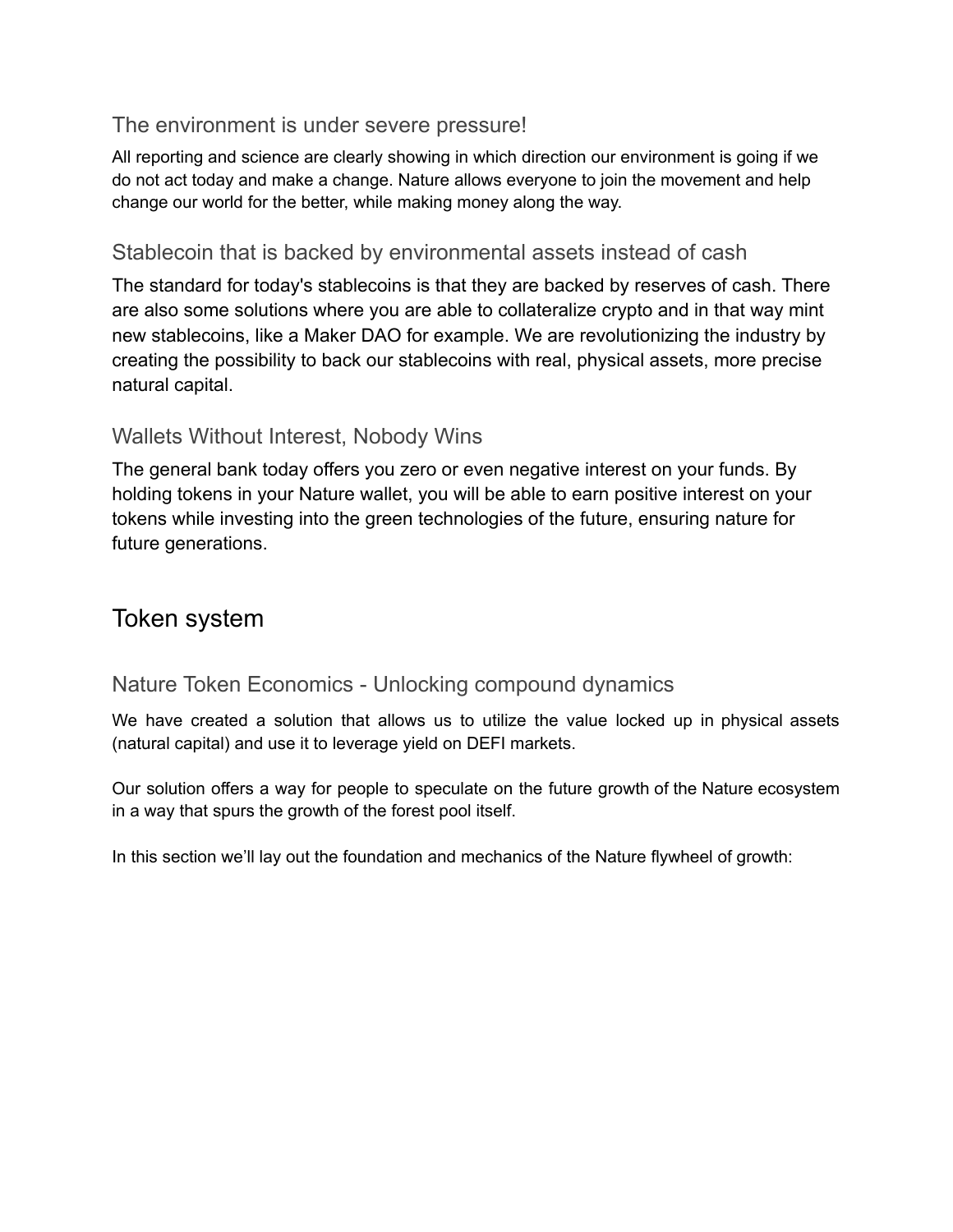### The environment is under severe pressure!

All reporting and science are clearly showing in which direction our environment is going if we do not act today and make a change. Nature allows everyone to join the movement and help change our world for the better, while making money along the way.

### Stablecoin that is backed by environmental assets instead of cash

The standard for today's stablecoins is that they are backed by reserves of cash. There are also some solutions where you are able to collateralize crypto and in that way mint new stablecoins, like a Maker DAO for example. We are revolutionizing the industry by creating the possibility to back our stablecoins with real, physical assets, more precise natural capital.

### Wallets Without Interest, Nobody Wins

The general bank today offers you zero or even negative interest on your funds. By holding tokens in your Nature wallet, you will be able to earn positive interest on your tokens while investing into the green technologies of the future, ensuring nature for future generations.

## Token system

### Nature Token Economics - Unlocking compound dynamics

We have created a solution that allows us to utilize the value locked up in physical assets (natural capital) and use it to leverage yield on DEFI markets.

Our solution offers a way for people to speculate on the future growth of the Nature ecosystem in a way that spurs the growth of the forest pool itself.

In this section we'll lay out the foundation and mechanics of the Nature flywheel of growth: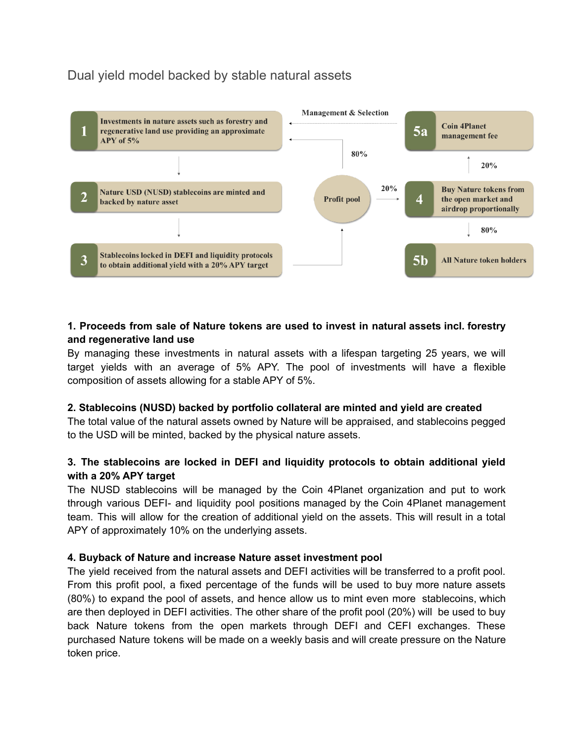## Dual yield model backed by stable natural assets

- **1** Investments in nature assets such as forestry and regenerative land use providing an approximate APY of 5%
- **2** Nature USD (NUSD) stablecoins are minted and backed by nature asset
- **3** Stablecoins locked in DEFI and liquidity protocols to obtain additional yield with a 20% APY target
- Profit pool — 80% (Management & Selection) / 20%
- **4** Buy Nature tokens from the open market and airdrop proportionally
- **5a** Coin 4Planet management fee (20%)
- **5b** All Nature token holders (80%)

**1. Proceeds from sale of Nature tokens are used to invest in natural assets incl. forestry and regenerative land use**

By managing these investments in natural assets with a lifespan targeting 25 years, we will target yields with an average of 5% APY. The pool of investments will have a flexible composition of assets allowing for a stable APY of 5%.

**2. Stablecoins (NUSD) backed by portfolio collateral are minted and yield are created**

The total value of the natural assets owned by Nature will be appraised, and stablecoins pegged to the USD will be minted, backed by the physical nature assets.

**3. The stablecoins are locked in DEFI and liquidity protocols to obtain additional yield with a 20% APY target**

The NUSD stablecoins will be managed by the Coin 4Planet organization and put to work through various DEFI- and liquidity pool positions managed by the Coin 4Planet management team. This will allow for the creation of additional yield on the assets. This will result in a total APY of approximately 10% on the underlying assets.

**4. Buyback of Nature and increase Nature asset investment pool**

The yield received from the natural assets and DEFI activities will be transferred to a profit pool. From this profit pool, a fixed percentage of the funds will be used to buy more nature assets (80%) to expand the pool of assets, and hence allow us to mint even more stablecoins, which are then deployed in DEFI activities. The other share of the profit pool (20%) will be used to buy back Nature tokens from the open markets through DEFI and CEFI exchanges. These purchased Nature tokens will be made on a weekly basis and will create pressure on the Nature token price.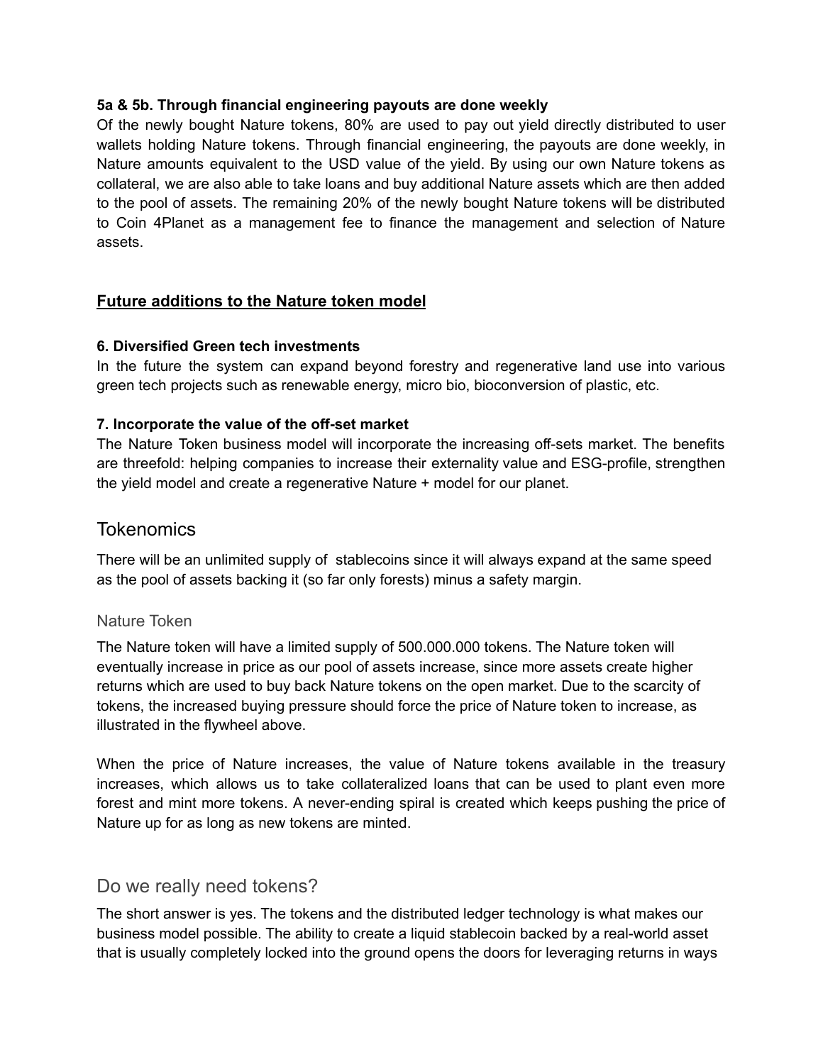**5a & 5b. Through financial engineering payouts are done weekly**

Of the newly bought Nature tokens, 80% are used to pay out yield directly distributed to user wallets holding Nature tokens. Through financial engineering, the payouts are done weekly, in Nature amounts equivalent to the USD value of the yield. By using our own Nature tokens as collateral, we are also able to take loans and buy additional Nature assets which are then added to the pool of assets. The remaining 20% of the newly bought Nature tokens will be distributed to Coin 4Planet as a management fee to finance the management and selection of Nature assets.

## <u>Future additions to the Nature token model</u>

**6. Diversified Green tech investments**

In the future the system can expand beyond forestry and regenerative land use into various green tech projects such as renewable energy, micro bio, bioconversion of plastic, etc.

**7. Incorporate the value of the off-set market**

The Nature Token business model will incorporate the increasing off-sets market. The benefits are threefold: helping companies to increase their externality value and ESG-profile, strengthen the yield model and create a regenerative Nature + model for our planet.

# Tokenomics

There will be an unlimited supply of stablecoins since it will always expand at the same speed as the pool of assets backing it (so far only forests) minus a safety margin.

## Nature Token

The Nature token will have a limited supply of 500.000.000 tokens. The Nature token will eventually increase in price as our pool of assets increase, since more assets create higher returns which are used to buy back Nature tokens on the open market. Due to the scarcity of tokens, the increased buying pressure should force the price of Nature token to increase, as illustrated in the flywheel above.

When the price of Nature increases, the value of Nature tokens available in the treasury increases, which allows us to take collateralized loans that can be used to plant even more forest and mint more tokens. A never-ending spiral is created which keeps pushing the price of Nature up for as long as new tokens are minted.

## Do we really need tokens?

The short answer is yes. The tokens and the distributed ledger technology is what makes our business model possible. The ability to create a liquid stablecoin backed by a real-world asset that is usually completely locked into the ground opens the doors for leveraging returns in ways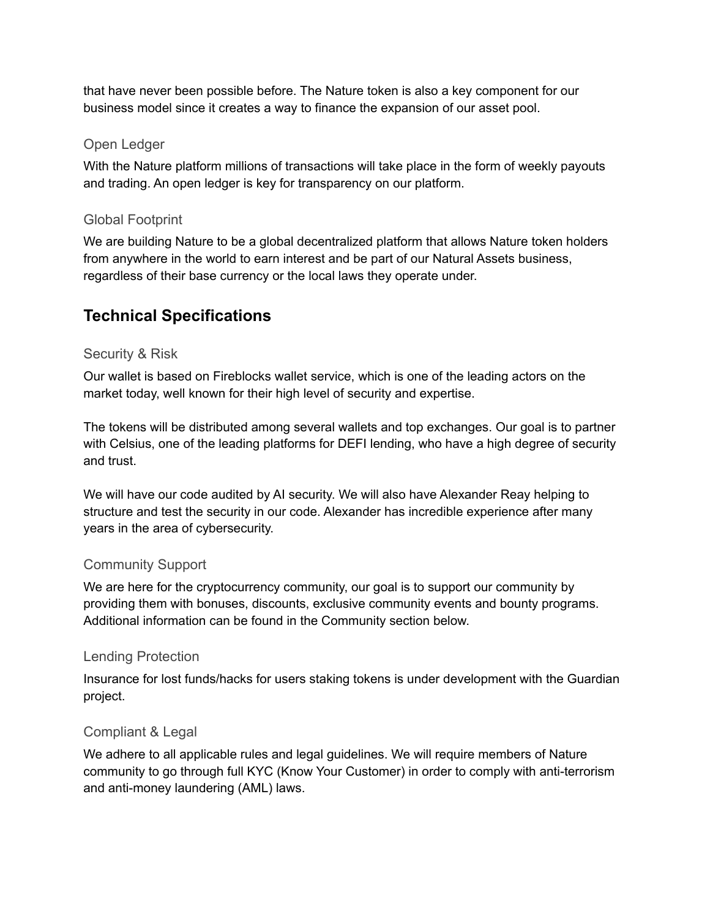that have never been possible before. The Nature token is also a key component for our business model since it creates a way to finance the expansion of our asset pool.

### Open Ledger

With the Nature platform millions of transactions will take place in the form of weekly payouts and trading. An open ledger is key for transparency on our platform.

### Global Footprint

We are building Nature to be a global decentralized platform that allows Nature token holders from anywhere in the world to earn interest and be part of our Natural Assets business, regardless of their base currency or the local laws they operate under.

## Technical Specifications

### Security & Risk

Our wallet is based on Fireblocks wallet service, which is one of the leading actors on the market today, well known for their high level of security and expertise.

The tokens will be distributed among several wallets and top exchanges. Our goal is to partner with Celsius, one of the leading platforms for DEFI lending, who have a high degree of security and trust.

We will have our code audited by AI security. We will also have Alexander Reay helping to structure and test the security in our code. Alexander has incredible experience after many years in the area of cybersecurity.

### Community Support

We are here for the cryptocurrency community, our goal is to support our community by providing them with bonuses, discounts, exclusive community events and bounty programs. Additional information can be found in the Community section below.

### Lending Protection

Insurance for lost funds/hacks for users staking tokens is under development with the Guardian project.

### Compliant & Legal

We adhere to all applicable rules and legal guidelines. We will require members of Nature community to go through full KYC (Know Your Customer) in order to comply with anti-terrorism and anti-money laundering (AML) laws.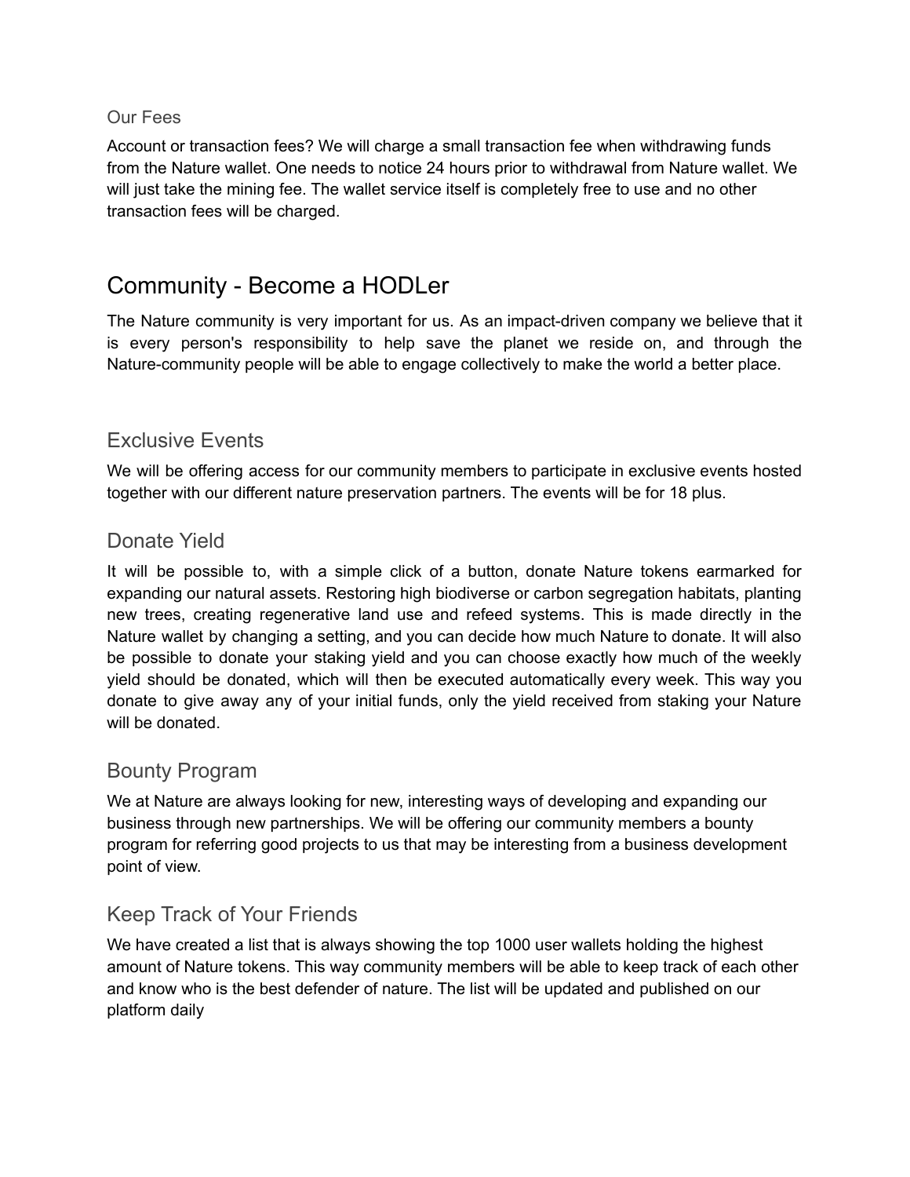### Our Fees

Account or transaction fees? We will charge a small transaction fee when withdrawing funds from the Nature wallet. One needs to notice 24 hours prior to withdrawal from Nature wallet. We will just take the mining fee. The wallet service itself is completely free to use and no other transaction fees will be charged.

# Community - Become a HODLer

The Nature community is very important for us. As an impact-driven company we believe that it is every person's responsibility to help save the planet we reside on, and through the Nature-community people will be able to engage collectively to make the world a better place.

## Exclusive Events

We will be offering access for our community members to participate in exclusive events hosted together with our different nature preservation partners. The events will be for 18 plus.

## Donate Yield

It will be possible to, with a simple click of a button, donate Nature tokens earmarked for expanding our natural assets. Restoring high biodiverse or carbon segregation habitats, planting new trees, creating regenerative land use and refeed systems. This is made directly in the Nature wallet by changing a setting, and you can decide how much Nature to donate. It will also be possible to donate your staking yield and you can choose exactly how much of the weekly yield should be donated, which will then be executed automatically every week. This way you donate to give away any of your initial funds, only the yield received from staking your Nature will be donated.

## Bounty Program

We at Nature are always looking for new, interesting ways of developing and expanding our business through new partnerships. We will be offering our community members a bounty program for referring good projects to us that may be interesting from a business development point of view.

## Keep Track of Your Friends

We have created a list that is always showing the top 1000 user wallets holding the highest amount of Nature tokens. This way community members will be able to keep track of each other and know who is the best defender of nature. The list will be updated and published on our platform daily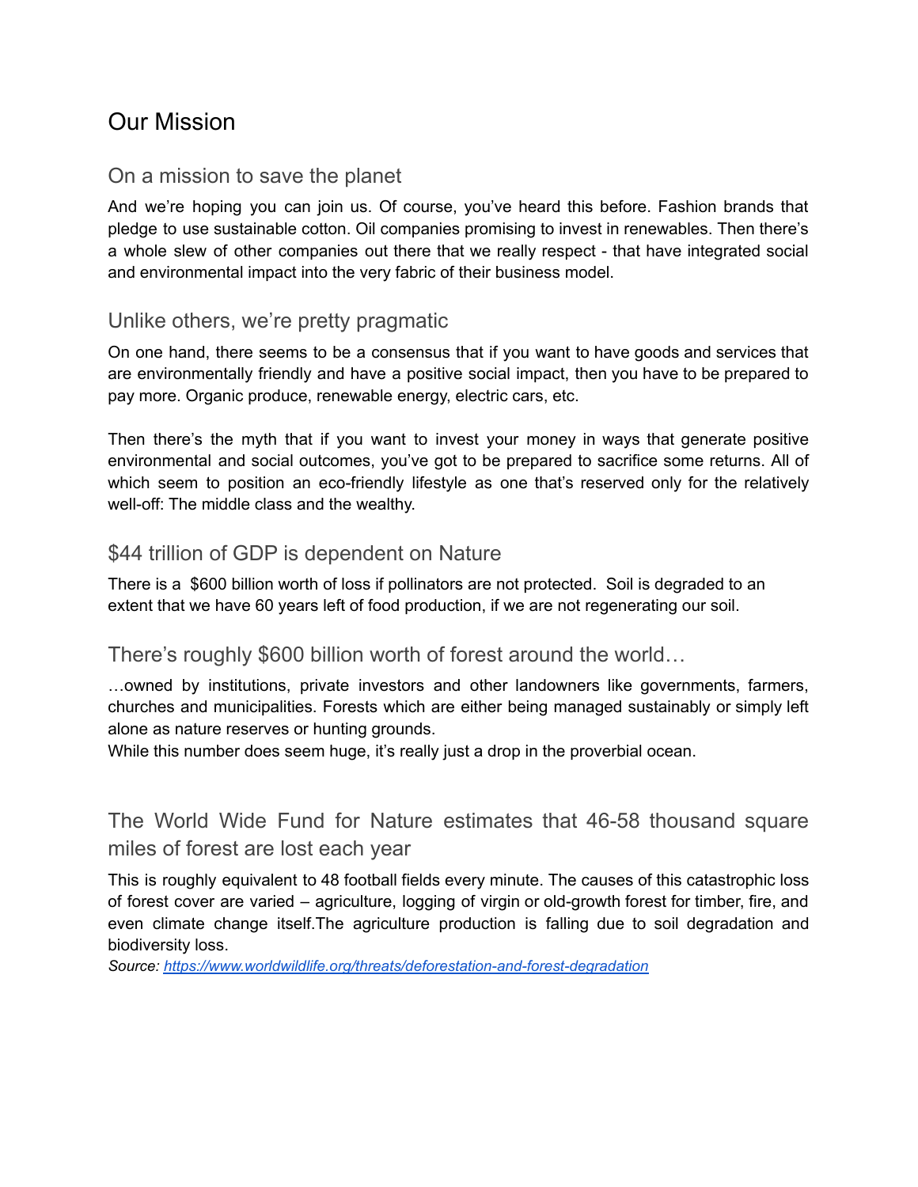# Our Mission

## On a mission to save the planet

And we're hoping you can join us. Of course, you've heard this before. Fashion brands that pledge to use sustainable cotton. Oil companies promising to invest in renewables. Then there's a whole slew of other companies out there that we really respect - that have integrated social and environmental impact into the very fabric of their business model.

## Unlike others, we're pretty pragmatic

On one hand, there seems to be a consensus that if you want to have goods and services that are environmentally friendly and have a positive social impact, then you have to be prepared to pay more. Organic produce, renewable energy, electric cars, etc.

Then there's the myth that if you want to invest your money in ways that generate positive environmental and social outcomes, you've got to be prepared to sacrifice some returns. All of which seem to position an eco-friendly lifestyle as one that's reserved only for the relatively well-off: The middle class and the wealthy.

## $44 trillion of GDP is dependent on Nature

There is a $600 billion worth of loss if pollinators are not protected. Soil is degraded to an extent that we have 60 years left of food production, if we are not regenerating our soil.

## There's roughly $600 billion worth of forest around the world…

…owned by institutions, private investors and other landowners like governments, farmers, churches and municipalities. Forests which are either being managed sustainably or simply left alone as nature reserves or hunting grounds.
While this number does seem huge, it's really just a drop in the proverbial ocean.

## The World Wide Fund for Nature estimates that 46-58 thousand square miles of forest are lost each year

This is roughly equivalent to 48 football fields every minute. The causes of this catastrophic loss of forest cover are varied – agriculture, logging of virgin or old-growth forest for timber, fire, and even climate change itself.The agriculture production is falling due to soil degradation and biodiversity loss.

*Source: https://www.worldwildlife.org/threats/deforestation-and-forest-degradation*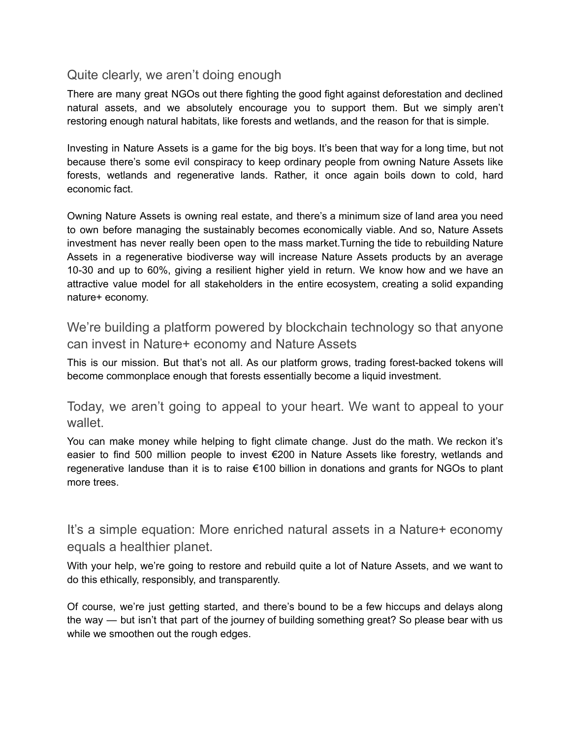## Quite clearly, we aren't doing enough

There are many great NGOs out there fighting the good fight against deforestation and declined natural assets, and we absolutely encourage you to support them. But we simply aren't restoring enough natural habitats, like forests and wetlands, and the reason for that is simple.

Investing in Nature Assets is a game for the big boys. It's been that way for a long time, but not because there's some evil conspiracy to keep ordinary people from owning Nature Assets like forests, wetlands and regenerative lands. Rather, it once again boils down to cold, hard economic fact.

Owning Nature Assets is owning real estate, and there's a minimum size of land area you need to own before managing the sustainably becomes economically viable. And so, Nature Assets investment has never really been open to the mass market.Turning the tide to rebuilding Nature Assets in a regenerative biodiverse way will increase Nature Assets products by an average 10-30 and up to 60%, giving a resilient higher yield in return. We know how and we have an attractive value model for all stakeholders in the entire ecosystem, creating a solid expanding nature+ economy.

## We're building a platform powered by blockchain technology so that anyone can invest in Nature+ economy and Nature Assets

This is our mission. But that's not all. As our platform grows, trading forest-backed tokens will become commonplace enough that forests essentially become a liquid investment.

## Today, we aren't going to appeal to your heart. We want to appeal to your wallet.

You can make money while helping to fight climate change. Just do the math. We reckon it's easier to find 500 million people to invest €200 in Nature Assets like forestry, wetlands and regenerative landuse than it is to raise €100 billion in donations and grants for NGOs to plant more trees.

## It's a simple equation: More enriched natural assets in a Nature+ economy equals a healthier planet.

With your help, we're going to restore and rebuild quite a lot of Nature Assets, and we want to do this ethically, responsibly, and transparently.

Of course, we're just getting started, and there's bound to be a few hiccups and delays along the way — but isn't that part of the journey of building something great? So please bear with us while we smoothen out the rough edges.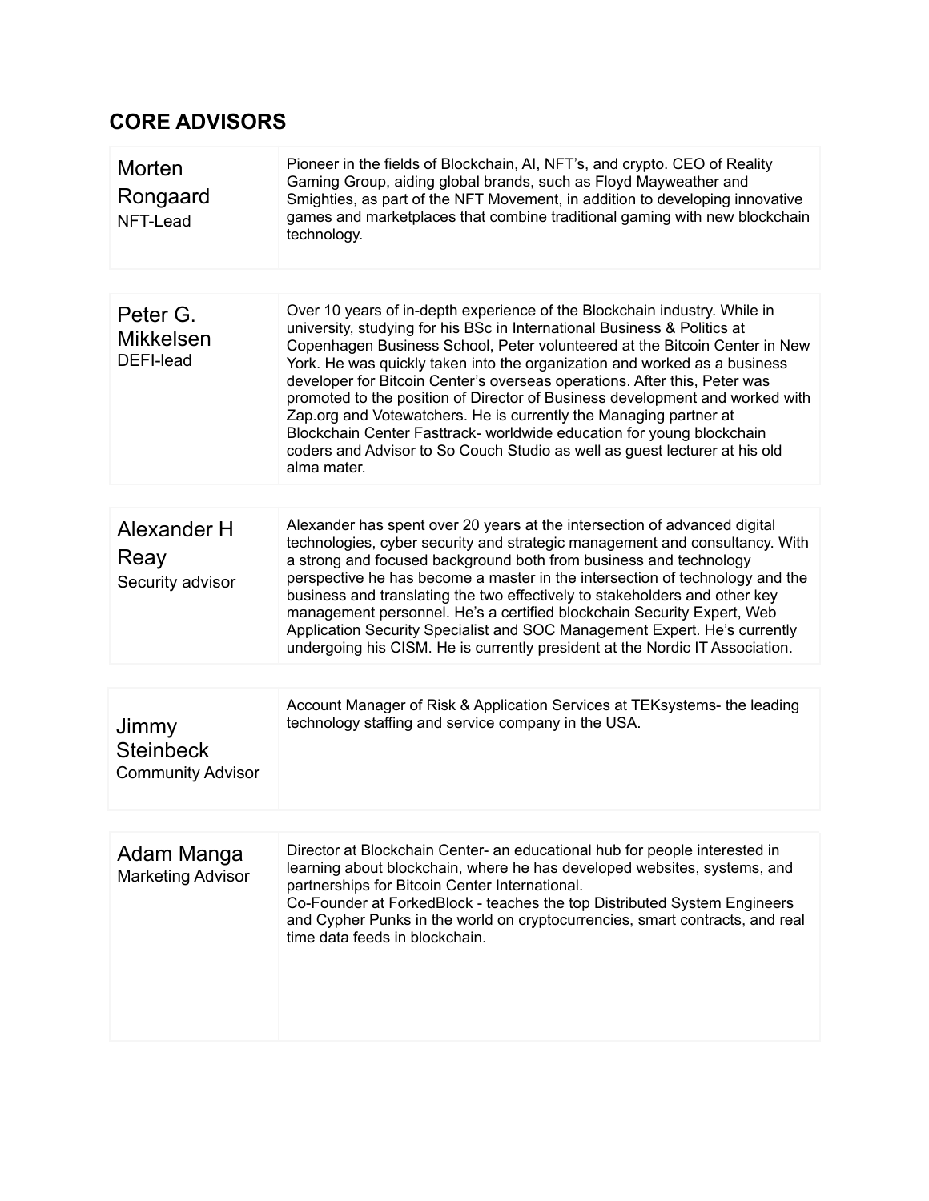## CORE ADVISORS

| Name | Description |
|---|---|
| Morten Rongaard<br>NFT-Lead | Pioneer in the fields of Blockchain, AI, NFT's, and crypto. CEO of Reality Gaming Group, aiding global brands, such as Floyd Mayweather and Smighties, as part of the NFT Movement, in addition to developing innovative games and marketplaces that combine traditional gaming with new blockchain technology. |
| Peter G. Mikkelsen<br>DEFI-lead | Over 10 years of in-depth experience of the Blockchain industry. While in university, studying for his BSc in International Business & Politics at Copenhagen Business School, Peter volunteered at the Bitcoin Center in New York. He was quickly taken into the organization and worked as a business developer for Bitcoin Center's overseas operations. After this, Peter was promoted to the position of Director of Business development and worked with Zap.org and Votewatchers. He is currently the Managing partner at Blockchain Center Fasttrack- worldwide education for young blockchain coders and Advisor to So Couch Studio as well as guest lecturer at his old alma mater. |
| Alexander H Reay<br>Security advisor | Alexander has spent over 20 years at the intersection of advanced digital technologies, cyber security and strategic management and consultancy. With a strong and focused background both from business and technology perspective he has become a master in the intersection of technology and the business and translating the two effectively to stakeholders and other key management personnel. He's a certified blockchain Security Expert, Web Application Security Specialist and SOC Management Expert. He's currently undergoing his CISM. He is currently president at the Nordic IT Association. |
| Jimmy Steinbeck<br>Community Advisor | Account Manager of Risk & Application Services at TEKsystems- the leading technology staffing and service company in the USA. |
| Adam Manga<br>Marketing Advisor | Director at Blockchain Center- an educational hub for people interested in learning about blockchain, where he has developed websites, systems, and partnerships for Bitcoin Center International.<br>Co-Founder at ForkedBlock - teaches the top Distributed System Engineers and Cypher Punks in the world on cryptocurrencies, smart contracts, and real time data feeds in blockchain. |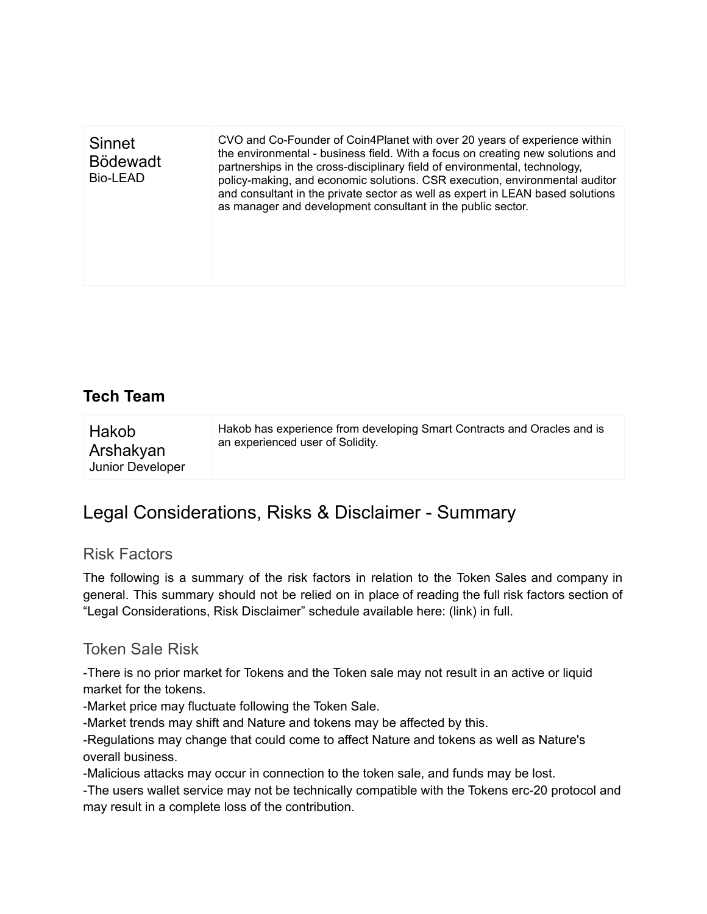| Sinnet Bödewadt<br>Bio-LEAD | CVO and Co-Founder of Coin4Planet with over 20 years of experience within the environmental - business field. With a focus on creating new solutions and partnerships in the cross-disciplinary field of environmental, technology, policy-making, and economic solutions. CSR execution, environmental auditor and consultant in the private sector as well as expert in LEAN based solutions as manager and development consultant in the public sector. |
| --- | --- |

### Tech Team

| Hakob Arshakyan<br>Junior Developer | Hakob has experience from developing Smart Contracts and Oracles and is an experienced user of Solidity. |
| --- | --- |

## Legal Considerations, Risks & Disclaimer - Summary

### Risk Factors

The following is a summary of the risk factors in relation to the Token Sales and company in general. This summary should not be relied on in place of reading the full risk factors section of "Legal Considerations, Risk Disclaimer" schedule available here: (link) in full.

### Token Sale Risk

-There is no prior market for Tokens and the Token sale may not result in an active or liquid market for the tokens.
-Market price may fluctuate following the Token Sale.
-Market trends may shift and Nature and tokens may be affected by this.
-Regulations may change that could come to affect Nature and tokens as well as Nature's overall business.
-Malicious attacks may occur in connection to the token sale, and funds may be lost.
-The users wallet service may not be technically compatible with the Tokens erc-20 protocol and may result in a complete loss of the contribution.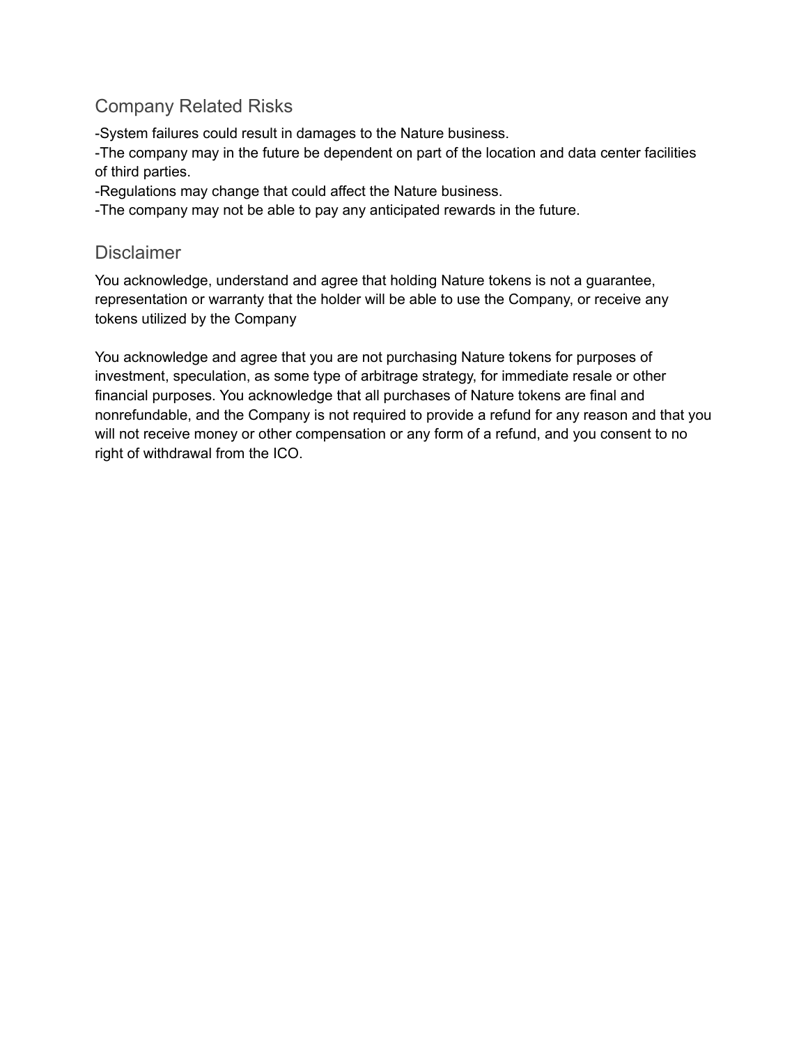## Company Related Risks

-System failures could result in damages to the Nature business.
-The company may in the future be dependent on part of the location and data center facilities of third parties.
-Regulations may change that could affect the Nature business.
-The company may not be able to pay any anticipated rewards in the future.

## Disclaimer

You acknowledge, understand and agree that holding Nature tokens is not a guarantee, representation or warranty that the holder will be able to use the Company, or receive any tokens utilized by the Company

You acknowledge and agree that you are not purchasing Nature tokens for purposes of investment, speculation, as some type of arbitrage strategy, for immediate resale or other financial purposes. You acknowledge that all purchases of Nature tokens are final and nonrefundable, and the Company is not required to provide a refund for any reason and that you will not receive money or other compensation or any form of a refund, and you consent to no right of withdrawal from the ICO.